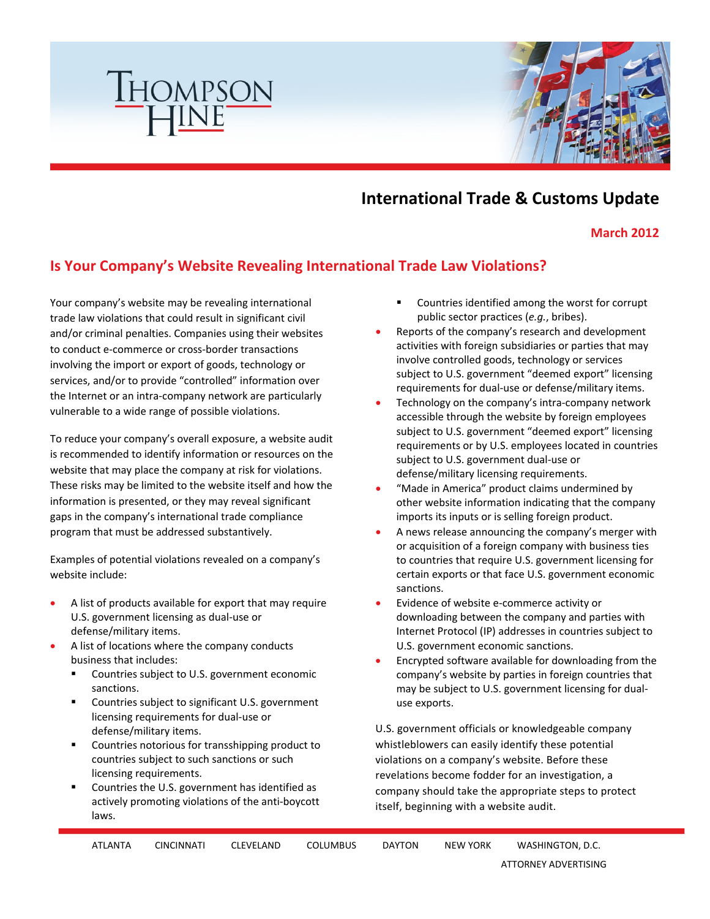# Thompson Hine

## International Trade & Customs Update

**March 2012**

## Is Your Company's Website Revealing International Trade Law Violations?

Your company's website may be revealing international trade law violations that could result in significant civil and/or criminal penalties. Companies using their websites to conduct e-commerce or cross-border transactions involving the import or export of goods, technology or services, and/or to provide "controlled" information over the Internet or an intra-company network are particularly vulnerable to a wide range of possible violations.

To reduce your company's overall exposure, a website audit is recommended to identify information or resources on the website that may place the company at risk for violations. These risks may be limited to the website itself and how the information is presented, or they may reveal significant gaps in the company's international trade compliance program that must be addressed substantively.

Examples of potential violations revealed on a company's website include:

- A list of products available for export that may require U.S. government licensing as dual-use or defense/military items.
- A list of locations where the company conducts business that includes:
  - Countries subject to U.S. government economic sanctions.
  - Countries subject to significant U.S. government licensing requirements for dual-use or defense/military items.
  - Countries notorious for transshipping product to countries subject to such sanctions or such licensing requirements.
  - Countries the U.S. government has identified as actively promoting violations of the anti-boycott laws.
  - Countries identified among the worst for corrupt public sector practices (*e.g.*, bribes).
- Reports of the company's research and development activities with foreign subsidiaries or parties that may involve controlled goods, technology or services subject to U.S. government "deemed export" licensing requirements for dual-use or defense/military items.
- Technology on the company's intra-company network accessible through the website by foreign employees subject to U.S. government "deemed export" licensing requirements or by U.S. employees located in countries subject to U.S. government dual-use or defense/military licensing requirements.
- "Made in America" product claims undermined by other website information indicating that the company imports its inputs or is selling foreign product.
- A news release announcing the company's merger with or acquisition of a foreign company with business ties to countries that require U.S. government licensing for certain exports or that face U.S. government economic sanctions.
- Evidence of website e-commerce activity or downloading between the company and parties with Internet Protocol (IP) addresses in countries subject to U.S. government economic sanctions.
- Encrypted software available for downloading from the company's website by parties in foreign countries that may be subject to U.S. government licensing for dual-use exports.

U.S. government officials or knowledgeable company whistleblowers can easily identify these potential violations on a company's website. Before these revelations become fodder for an investigation, a company should take the appropriate steps to protect itself, beginning with a website audit.

ATLANTA CINCINNATI CLEVELAND COLUMBUS DAYTON NEW YORK WASHINGTON, D.C.

ATTORNEY ADVERTISING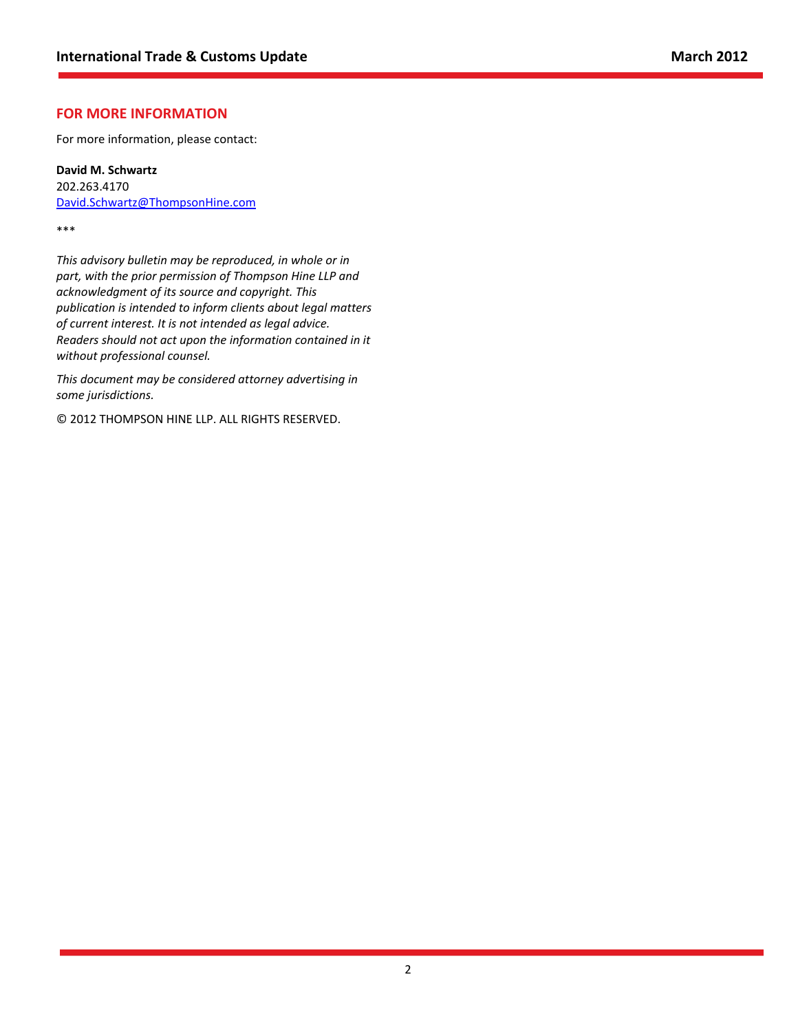## FOR MORE INFORMATION

For more information, please contact:

**David M. Schwartz**
202.263.4170
[David.Schwartz@ThompsonHine.com](mailto:David.Schwartz@ThompsonHine.com)

***

*This advisory bulletin may be reproduced, in whole or in part, with the prior permission of Thompson Hine LLP and acknowledgment of its source and copyright. This publication is intended to inform clients about legal matters of current interest. It is not intended as legal advice. Readers should not act upon the information contained in it without professional counsel.*

*This document may be considered attorney advertising in some jurisdictions.*

© 2012 THOMPSON HINE LLP. ALL RIGHTS RESERVED.